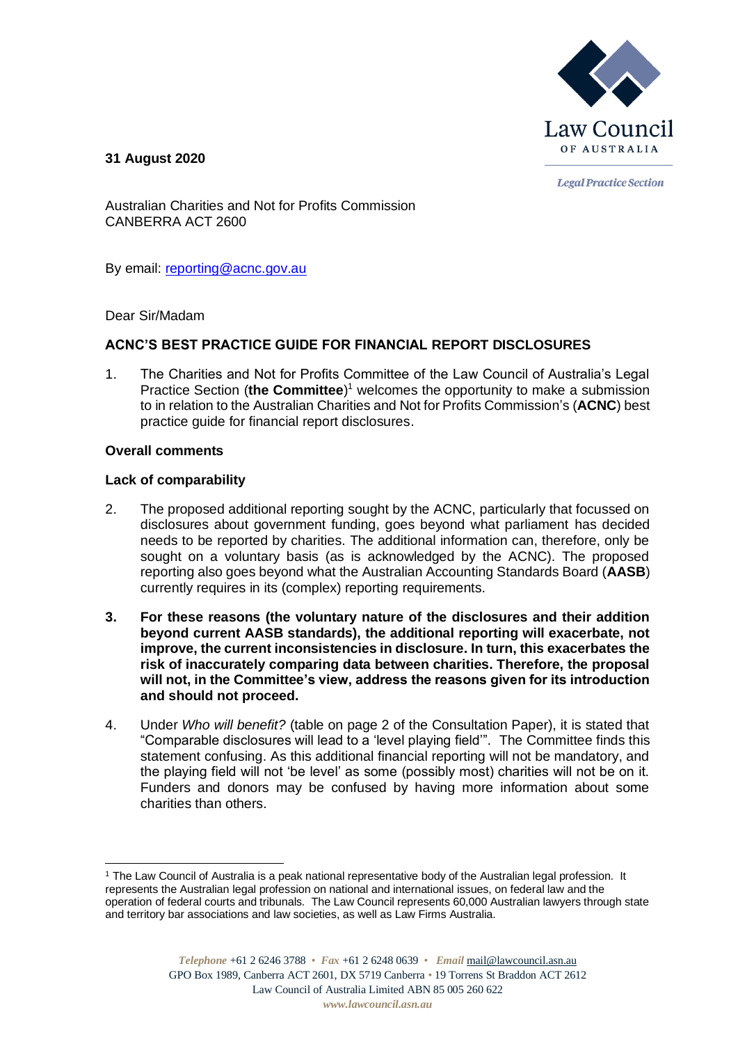**31 August 2020**

Law Council OF AUSTRALIA

*Legal Practice Section*

Australian Charities and Not for Profits Commission
CANBERRA ACT 2600

By email: reporting@acnc.gov.au

Dear Sir/Madam

## ACNC'S BEST PRACTICE GUIDE FOR FINANCIAL REPORT DISCLOSURES

1. The Charities and Not for Profits Committee of the Law Council of Australia's Legal Practice Section (**the Committee**)[1] welcomes the opportunity to make a submission to in relation to the Australian Charities and Not for Profits Commission's (**ACNC**) best practice guide for financial report disclosures.

### Overall comments

### Lack of comparability

2. The proposed additional reporting sought by the ACNC, particularly that focussed on disclosures about government funding, goes beyond what parliament has decided needs to be reported by charities. The additional information can, therefore, only be sought on a voluntary basis (as is acknowledged by the ACNC). The proposed reporting also goes beyond what the Australian Accounting Standards Board (**AASB**) currently requires in its (complex) reporting requirements.

3. **For these reasons (the voluntary nature of the disclosures and their addition beyond current AASB standards), the additional reporting will exacerbate, not improve, the current inconsistencies in disclosure. In turn, this exacerbates the risk of inaccurately comparing data between charities. Therefore, the proposal will not, in the Committee's view, address the reasons given for its introduction and should not proceed.**

4. Under *Who will benefit?* (table on page 2 of the Consultation Paper), it is stated that "Comparable disclosures will lead to a 'level playing field'". The Committee finds this statement confusing. As this additional financial reporting will not be mandatory, and the playing field will not 'be level' as some (possibly most) charities will not be on it. Funders and donors may be confused by having more information about some charities than others.

---

[1] The Law Council of Australia is a peak national representative body of the Australian legal profession. It represents the Australian legal profession on national and international issues, on federal law and the operation of federal courts and tribunals. The Law Council represents 60,000 Australian lawyers through state and territory bar associations and law societies, as well as Law Firms Australia.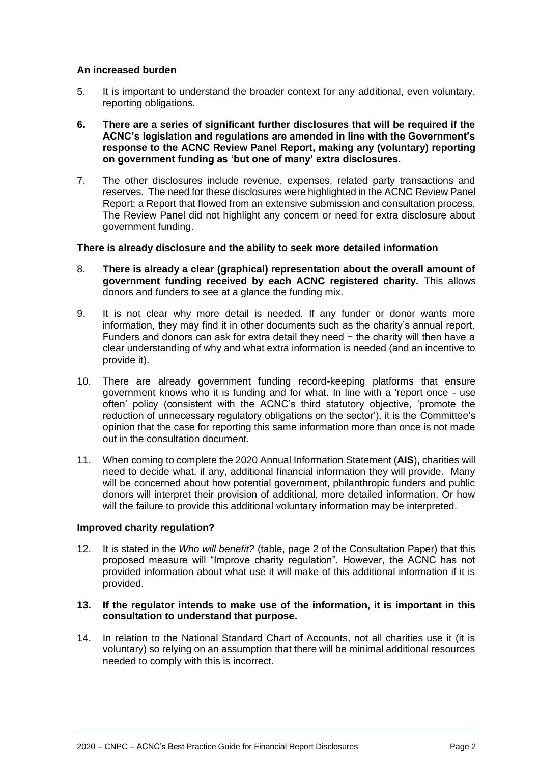### An increased burden

5. It is important to understand the broader context for any additional, even voluntary, reporting obligations.

6. **There are a series of significant further disclosures that will be required if the ACNC's legislation and regulations are amended in line with the Government's response to the ACNC Review Panel Report, making any (voluntary) reporting on government funding as 'but one of many' extra disclosures.**

7. The other disclosures include revenue, expenses, related party transactions and reserves. The need for these disclosures were highlighted in the ACNC Review Panel Report; a Report that flowed from an extensive submission and consultation process. The Review Panel did not highlight any concern or need for extra disclosure about government funding.

### There is already disclosure and the ability to seek more detailed information

8. **There is already a clear (graphical) representation about the overall amount of government funding received by each ACNC registered charity.** This allows donors and funders to see at a glance the funding mix.

9. It is not clear why more detail is needed. If any funder or donor wants more information, they may find it in other documents such as the charity's annual report. Funders and donors can ask for extra detail they need − the charity will then have a clear understanding of why and what extra information is needed (and an incentive to provide it).

10. There are already government funding record-keeping platforms that ensure government knows who it is funding and for what. In line with a 'report once - use often' policy (consistent with the ACNC's third statutory objective, 'promote the reduction of unnecessary regulatory obligations on the sector'), it is the Committee's opinion that the case for reporting this same information more than once is not made out in the consultation document.

11. When coming to complete the 2020 Annual Information Statement (**AIS**), charities will need to decide what, if any, additional financial information they will provide. Many will be concerned about how potential government, philanthropic funders and public donors will interpret their provision of additional, more detailed information. Or how will the failure to provide this additional voluntary information may be interpreted.

### Improved charity regulation?

12. It is stated in the *Who will benefit?* (table, page 2 of the Consultation Paper) that this proposed measure will "Improve charity regulation". However, the ACNC has not provided information about what use it will make of this additional information if it is provided.

13. **If the regulator intends to make use of the information, it is important in this consultation to understand that purpose.**

14. In relation to the National Standard Chart of Accounts, not all charities use it (it is voluntary) so relying on an assumption that there will be minimal additional resources needed to comply with this is incorrect.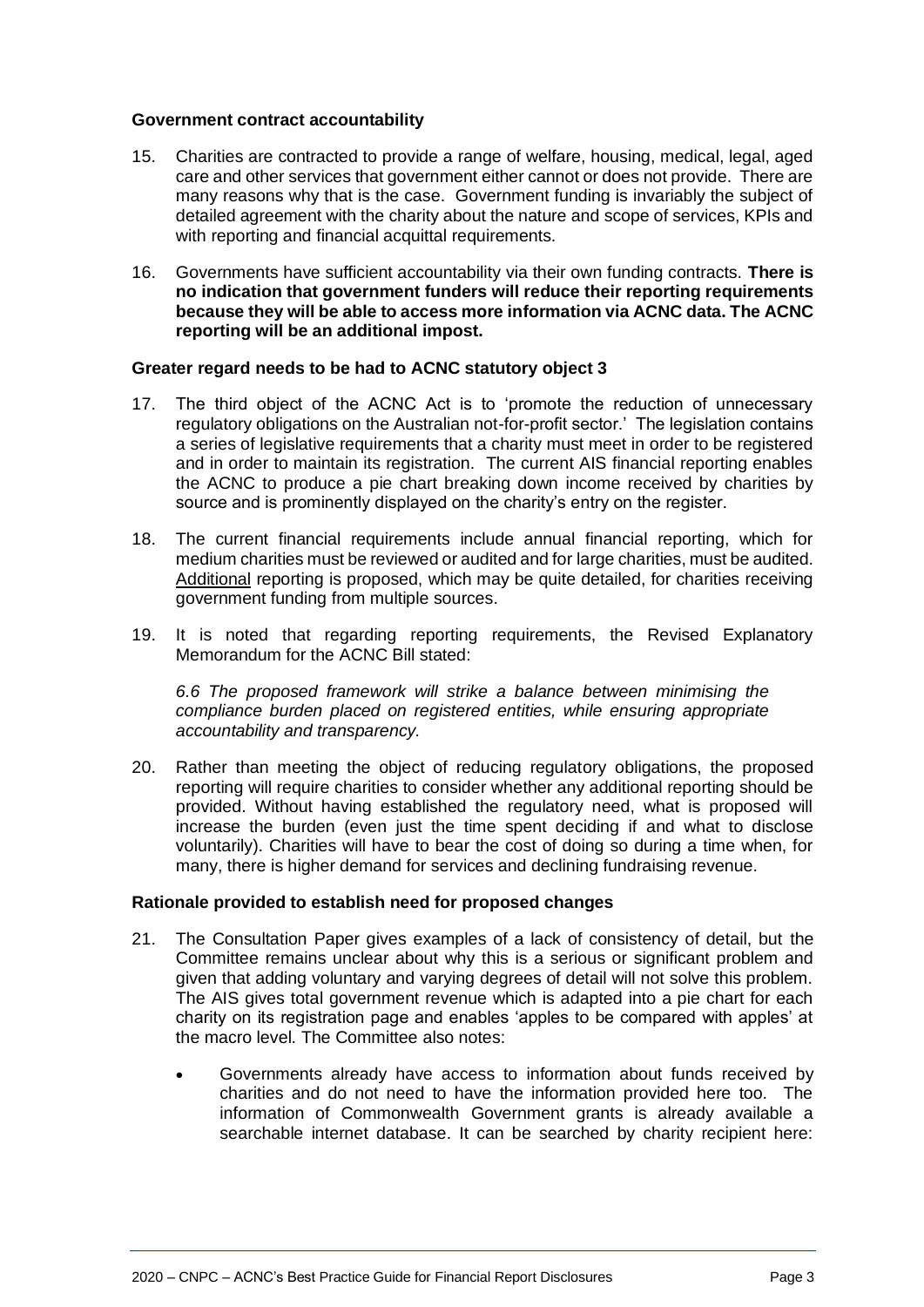**Government contract accountability**

15. Charities are contracted to provide a range of welfare, housing, medical, legal, aged care and other services that government either cannot or does not provide. There are many reasons why that is the case. Government funding is invariably the subject of detailed agreement with the charity about the nature and scope of services, KPIs and with reporting and financial acquittal requirements.

16. Governments have sufficient accountability via their own funding contracts. **There is no indication that government funders will reduce their reporting requirements because they will be able to access more information via ACNC data. The ACNC reporting will be an additional impost.**

**Greater regard needs to be had to ACNC statutory object 3**

17. The third object of the ACNC Act is to 'promote the reduction of unnecessary regulatory obligations on the Australian not-for-profit sector.' The legislation contains a series of legislative requirements that a charity must meet in order to be registered and in order to maintain its registration. The current AIS financial reporting enables the ACNC to produce a pie chart breaking down income received by charities by source and is prominently displayed on the charity's entry on the register.

18. The current financial requirements include annual financial reporting, which for medium charities must be reviewed or audited and for large charities, must be audited. <u>Additional</u> reporting is proposed, which may be quite detailed, for charities receiving government funding from multiple sources.

19. It is noted that regarding reporting requirements, the Revised Explanatory Memorandum for the ACNC Bill stated:

    *6.6 The proposed framework will strike a balance between minimising the compliance burden placed on registered entities, while ensuring appropriate accountability and transparency.*

20. Rather than meeting the object of reducing regulatory obligations, the proposed reporting will require charities to consider whether any additional reporting should be provided. Without having established the regulatory need, what is proposed will increase the burden (even just the time spent deciding if and what to disclose voluntarily). Charities will have to bear the cost of doing so during a time when, for many, there is higher demand for services and declining fundraising revenue.

**Rationale provided to establish need for proposed changes**

21. The Consultation Paper gives examples of a lack of consistency of detail, but the Committee remains unclear about why this is a serious or significant problem and given that adding voluntary and varying degrees of detail will not solve this problem. The AIS gives total government revenue which is adapted into a pie chart for each charity on its registration page and enables 'apples to be compared with apples' at the macro level. The Committee also notes:

    - Governments already have access to information about funds received by charities and do not need to have the information provided here too. The information of Commonwealth Government grants is already available a searchable internet database. It can be searched by charity recipient here: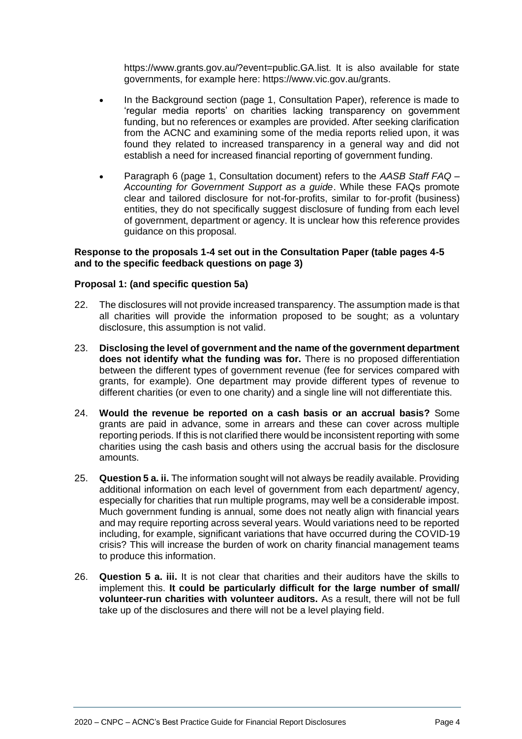https://www.grants.gov.au/?event=public.GA.list. It is also available for state governments, for example here: https://www.vic.gov.au/grants.

- In the Background section (page 1, Consultation Paper), reference is made to 'regular media reports' on charities lacking transparency on government funding, but no references or examples are provided. After seeking clarification from the ACNC and examining some of the media reports relied upon, it was found they related to increased transparency in a general way and did not establish a need for increased financial reporting of government funding.
- Paragraph 6 (page 1, Consultation document) refers to the *AASB Staff FAQ – Accounting for Government Support as a guide*. While these FAQs promote clear and tailored disclosure for not-for-profits, similar to for-profit (business) entities, they do not specifically suggest disclosure of funding from each level of government, department or agency. It is unclear how this reference provides guidance on this proposal.

**Response to the proposals 1-4 set out in the Consultation Paper (table pages 4-5 and to the specific feedback questions on page 3)**

**Proposal 1: (and specific question 5a)**

22. The disclosures will not provide increased transparency. The assumption made is that all charities will provide the information proposed to be sought; as a voluntary disclosure, this assumption is not valid.

23. **Disclosing the level of government and the name of the government department does not identify what the funding was for.** There is no proposed differentiation between the different types of government revenue (fee for services compared with grants, for example). One department may provide different types of revenue to different charities (or even to one charity) and a single line will not differentiate this.

24. **Would the revenue be reported on a cash basis or an accrual basis?** Some grants are paid in advance, some in arrears and these can cover across multiple reporting periods. If this is not clarified there would be inconsistent reporting with some charities using the cash basis and others using the accrual basis for the disclosure amounts.

25. **Question 5 a. ii.** The information sought will not always be readily available. Providing additional information on each level of government from each department/ agency, especially for charities that run multiple programs, may well be a considerable impost. Much government funding is annual, some does not neatly align with financial years and may require reporting across several years. Would variations need to be reported including, for example, significant variations that have occurred during the COVID-19 crisis? This will increase the burden of work on charity financial management teams to produce this information.

26. **Question 5 a. iii.** It is not clear that charities and their auditors have the skills to implement this. **It could be particularly difficult for the large number of small/ volunteer-run charities with volunteer auditors.** As a result, there will not be full take up of the disclosures and there will not be a level playing field.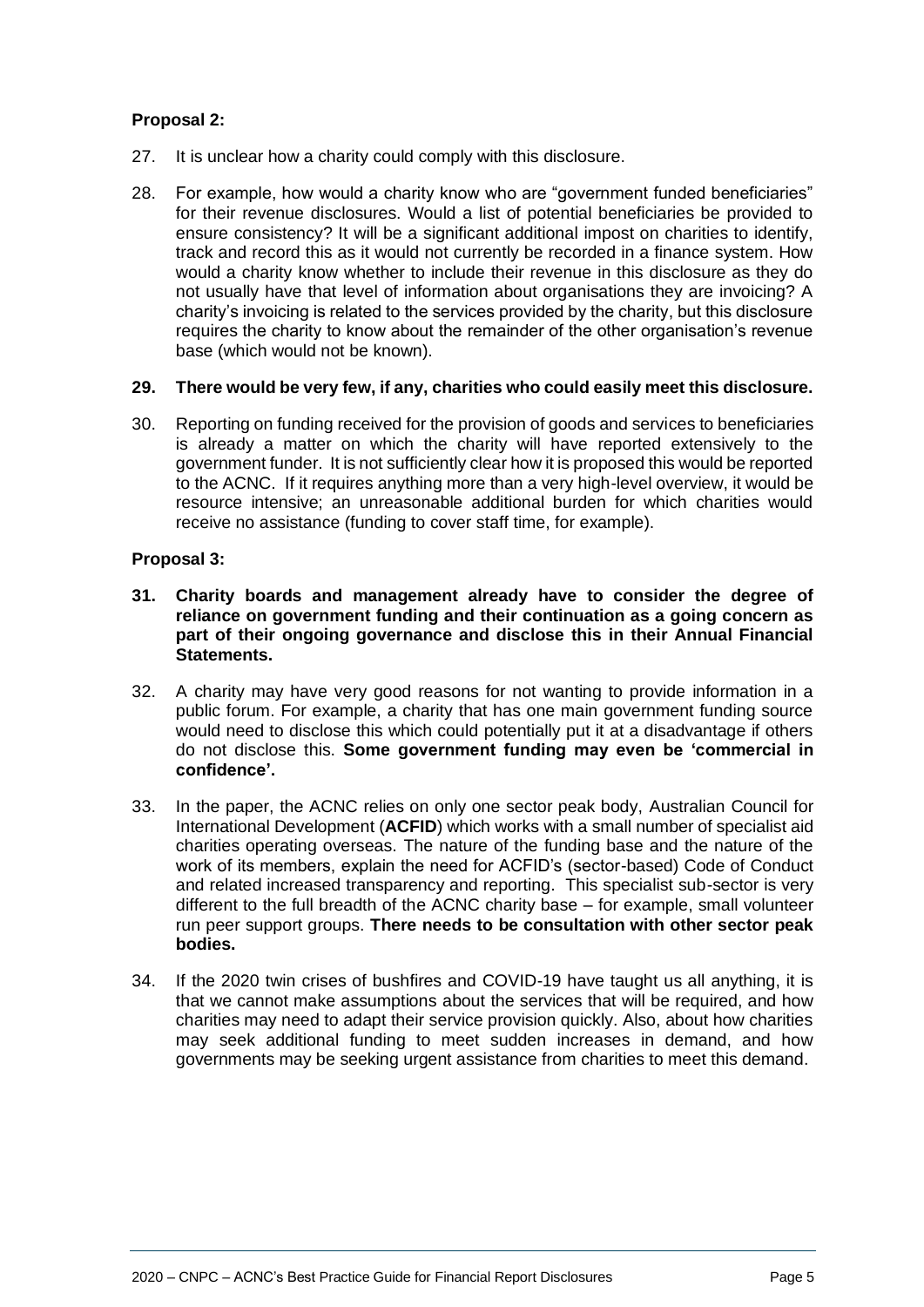**Proposal 2:**

27. It is unclear how a charity could comply with this disclosure.

28. For example, how would a charity know who are "government funded beneficiaries" for their revenue disclosures. Would a list of potential beneficiaries be provided to ensure consistency? It will be a significant additional impost on charities to identify, track and record this as it would not currently be recorded in a finance system. How would a charity know whether to include their revenue in this disclosure as they do not usually have that level of information about organisations they are invoicing? A charity's invoicing is related to the services provided by the charity, but this disclosure requires the charity to know about the remainder of the other organisation's revenue base (which would not be known).

**29. There would be very few, if any, charities who could easily meet this disclosure.**

30. Reporting on funding received for the provision of goods and services to beneficiaries is already a matter on which the charity will have reported extensively to the government funder. It is not sufficiently clear how it is proposed this would be reported to the ACNC. If it requires anything more than a very high-level overview, it would be resource intensive; an unreasonable additional burden for which charities would receive no assistance (funding to cover staff time, for example).

**Proposal 3:**

**31. Charity boards and management already have to consider the degree of reliance on government funding and their continuation as a going concern as part of their ongoing governance and disclose this in their Annual Financial Statements.**

32. A charity may have very good reasons for not wanting to provide information in a public forum. For example, a charity that has one main government funding source would need to disclose this which could potentially put it at a disadvantage if others do not disclose this. **Some government funding may even be 'commercial in confidence'.**

33. In the paper, the ACNC relies on only one sector peak body, Australian Council for International Development (**ACFID**) which works with a small number of specialist aid charities operating overseas. The nature of the funding base and the nature of the work of its members, explain the need for ACFID's (sector-based) Code of Conduct and related increased transparency and reporting. This specialist sub-sector is very different to the full breadth of the ACNC charity base – for example, small volunteer run peer support groups. **There needs to be consultation with other sector peak bodies.**

34. If the 2020 twin crises of bushfires and COVID-19 have taught us all anything, it is that we cannot make assumptions about the services that will be required, and how charities may need to adapt their service provision quickly. Also, about how charities may seek additional funding to meet sudden increases in demand, and how governments may be seeking urgent assistance from charities to meet this demand.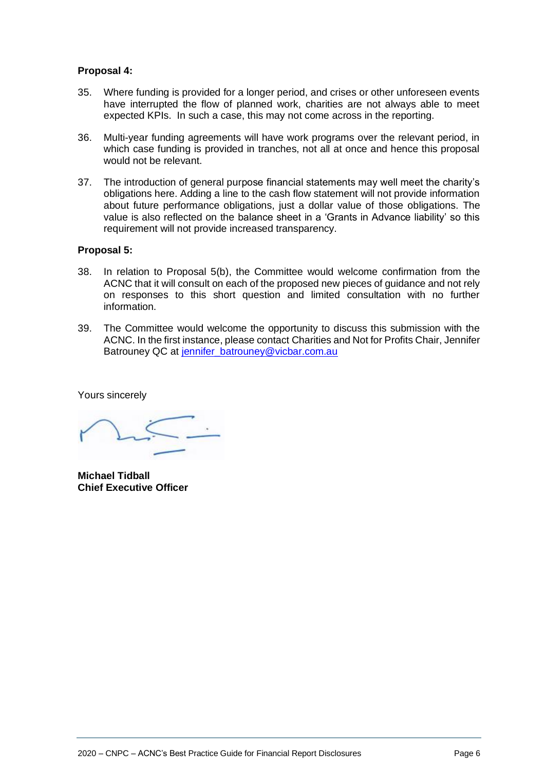**Proposal 4:**

35. Where funding is provided for a longer period, and crises or other unforeseen events have interrupted the flow of planned work, charities are not always able to meet expected KPIs. In such a case, this may not come across in the reporting.

36. Multi-year funding agreements will have work programs over the relevant period, in which case funding is provided in tranches, not all at once and hence this proposal would not be relevant.

37. The introduction of general purpose financial statements may well meet the charity's obligations here. Adding a line to the cash flow statement will not provide information about future performance obligations, just a dollar value of those obligations. The value is also reflected on the balance sheet in a 'Grants in Advance liability' so this requirement will not provide increased transparency.

**Proposal 5:**

38. In relation to Proposal 5(b), the Committee would welcome confirmation from the ACNC that it will consult on each of the proposed new pieces of guidance and not rely on responses to this short question and limited consultation with no further information.

39. The Committee would welcome the opportunity to discuss this submission with the ACNC. In the first instance, please contact Charities and Not for Profits Chair, Jennifer Batrouney QC at [jennifer_batrouney@vicbar.com.au](mailto:jennifer_batrouney@vicbar.com.au)

Yours sincerely

**Michael Tidball**
**Chief Executive Officer**